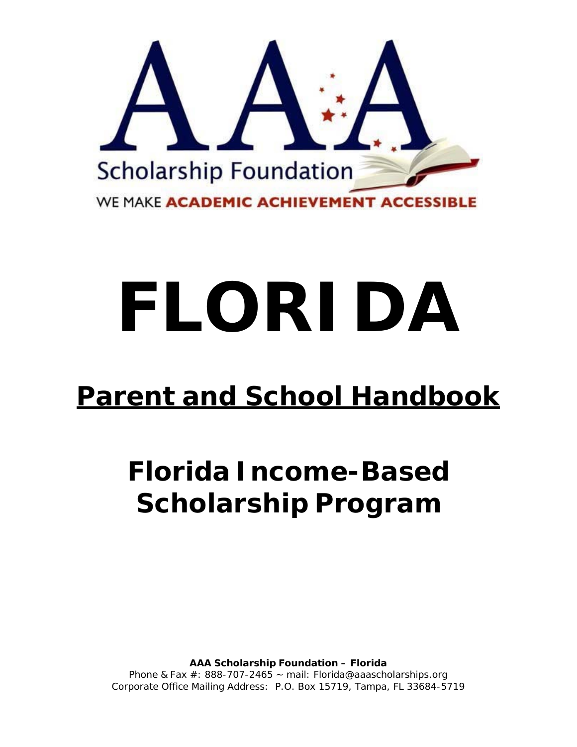AAA Scholarship Foundation

WE MAKE ACADEMIC ACHIEVEMENT ACCESSIBLE

# FLORIDA

## Parent and School Handbook

## Florida Income-Based Scholarship Program

**AAA Scholarship Foundation – Florida**

Phone & Fax #: 888-707-2465 ~ mail: Florida@aaascholarships.org

Corporate Office Mailing Address: P.O. Box 15719, Tampa, FL 33684-5719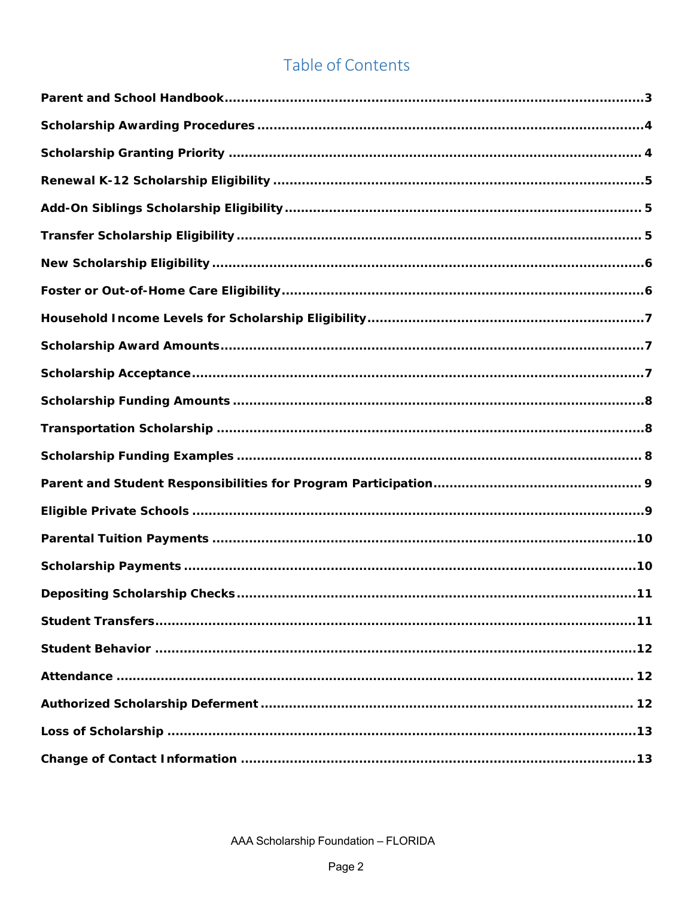# Table of Contents

| | |
|---|---|
| **Parent and School Handbook** | **3** |
| **Scholarship Awarding Procedures** | **4** |
| **Scholarship Granting Priority** | **4** |
| **Renewal K-12 Scholarship Eligibility** | **5** |
| **Add-On Siblings Scholarship Eligibility** | **5** |
| **Transfer Scholarship Eligibility** | **5** |
| **New Scholarship Eligibility** | **6** |
| **Foster or Out-of-Home Care Eligibility** | **6** |
| **Household Income Levels for Scholarship Eligibility** | **7** |
| **Scholarship Award Amounts** | **7** |
| **Scholarship Acceptance** | **7** |
| **Scholarship Funding Amounts** | **8** |
| **Transportation Scholarship** | **8** |
| **Scholarship Funding Examples** | **8** |
| **Parent and Student Responsibilities for Program Participation** | **9** |
| **Eligible Private Schools** | **9** |
| **Parental Tuition Payments** | **10** |
| **Scholarship Payments** | **10** |
| **Depositing Scholarship Checks** | **11** |
| **Student Transfers** | **11** |
| **Student Behavior** | **12** |
| **Attendance** | **12** |
| **Authorized Scholarship Deferment** | **12** |
| **Loss of Scholarship** | **13** |
| **Change of Contact Information** | **13** |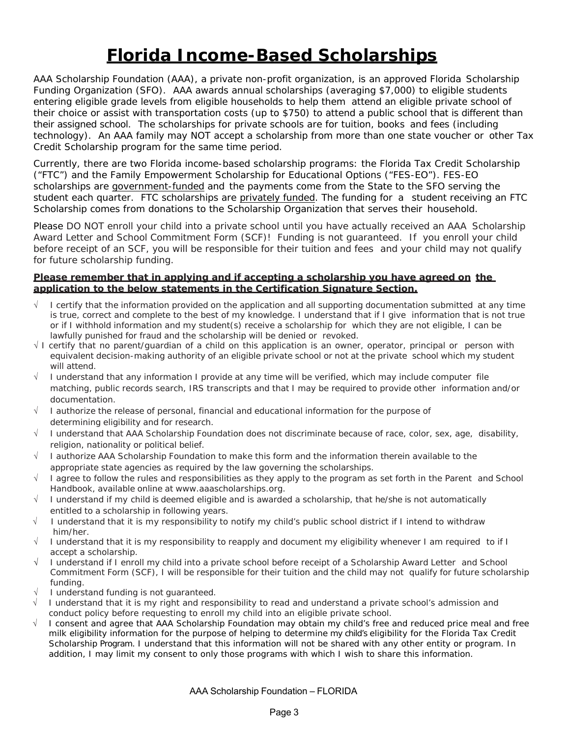# Florida Income-Based Scholarships

AAA Scholarship Foundation (AAA), a private non-profit organization, is an approved Florida Scholarship Funding Organization (SFO). AAA awards annual scholarships (averaging $7,000) to eligible students entering eligible grade levels from eligible households to help them attend an eligible private school of their choice or assist with transportation costs (up to $750) to attend a public school that is different than their assigned school. The scholarships for private schools are for tuition, books and fees (including technology). An AAA family may NOT accept a scholarship from more than one state voucher or other Tax Credit Scholarship program for the same time period.

Currently, there are two Florida income-based scholarship programs: the Florida Tax Credit Scholarship ("FTC") and the Family Empowerment Scholarship for Educational Options ("FES-EO"). FES-EO scholarships are government-funded and the payments come from the State to the SFO serving the student each quarter. FTC scholarships are privately funded. The funding for a student receiving an FTC Scholarship comes from donations to the Scholarship Organization that serves their household.

Please DO NOT enroll your child into a private school until you have actually received an AAA Scholarship Award Letter and School Commitment Form (SCF)! Funding is not guaranteed. If you enroll your child before receipt of an SCF, you will be responsible for their tuition and fees and your child may not qualify for future scholarship funding.

**Please remember that in applying and if accepting a scholarship you have agreed on the application to the below statements in the Certification Signature Section.**

- √ I certify that the information provided on the application and all supporting documentation submitted at any time is true, correct and complete to the best of my knowledge. I understand that if I give information that is not true or if I withhold information and my student(s) receive a scholarship for which they are not eligible, I can be lawfully punished for fraud and the scholarship will be denied or revoked.
- √ I certify that no parent/guardian of a child on this application is an owner, operator, principal or person with equivalent decision-making authority of an eligible private school or not at the private school which my student will attend.
- √ I understand that any information I provide at any time will be verified, which may include computer file matching, public records search, IRS transcripts and that I may be required to provide other information and/or documentation.
- √ I authorize the release of personal, financial and educational information for the purpose of determining eligibility and for research.
- √ I understand that AAA Scholarship Foundation does not discriminate because of race, color, sex, age, disability, religion, nationality or political belief.
- √ I authorize AAA Scholarship Foundation to make this form and the information therein available to the appropriate state agencies as required by the law governing the scholarships.
- √ I agree to follow the rules and responsibilities as they apply to the program as set forth in the Parent and School Handbook, available online at www.aaascholarships.org.
- √ I understand if my child is deemed eligible and is awarded a scholarship, that he/she is not automatically entitled to a scholarship in following years.
- √ I understand that it is my responsibility to notify my child's public school district if I intend to withdraw him/her.
- √ I understand that it is my responsibility to reapply and document my eligibility whenever I am required to if I accept a scholarship.
- √ I understand if I enroll my child into a private school before receipt of a Scholarship Award Letter and School Commitment Form (SCF), I will be responsible for their tuition and the child may not qualify for future scholarship funding.
- √ I understand funding is not guaranteed.
- √ I understand that it is my right and responsibility to read and understand a private school's admission and conduct policy before requesting to enroll my child into an eligible private school.
- √ I consent and agree that AAA Scholarship Foundation may obtain my child's free and reduced price meal and free milk eligibility information for the purpose of helping to determine my child's eligibility for the Florida Tax Credit Scholarship Program. I understand that this information will not be shared with any other entity or program. In addition, I may limit my consent to only those programs with which I wish to share this information.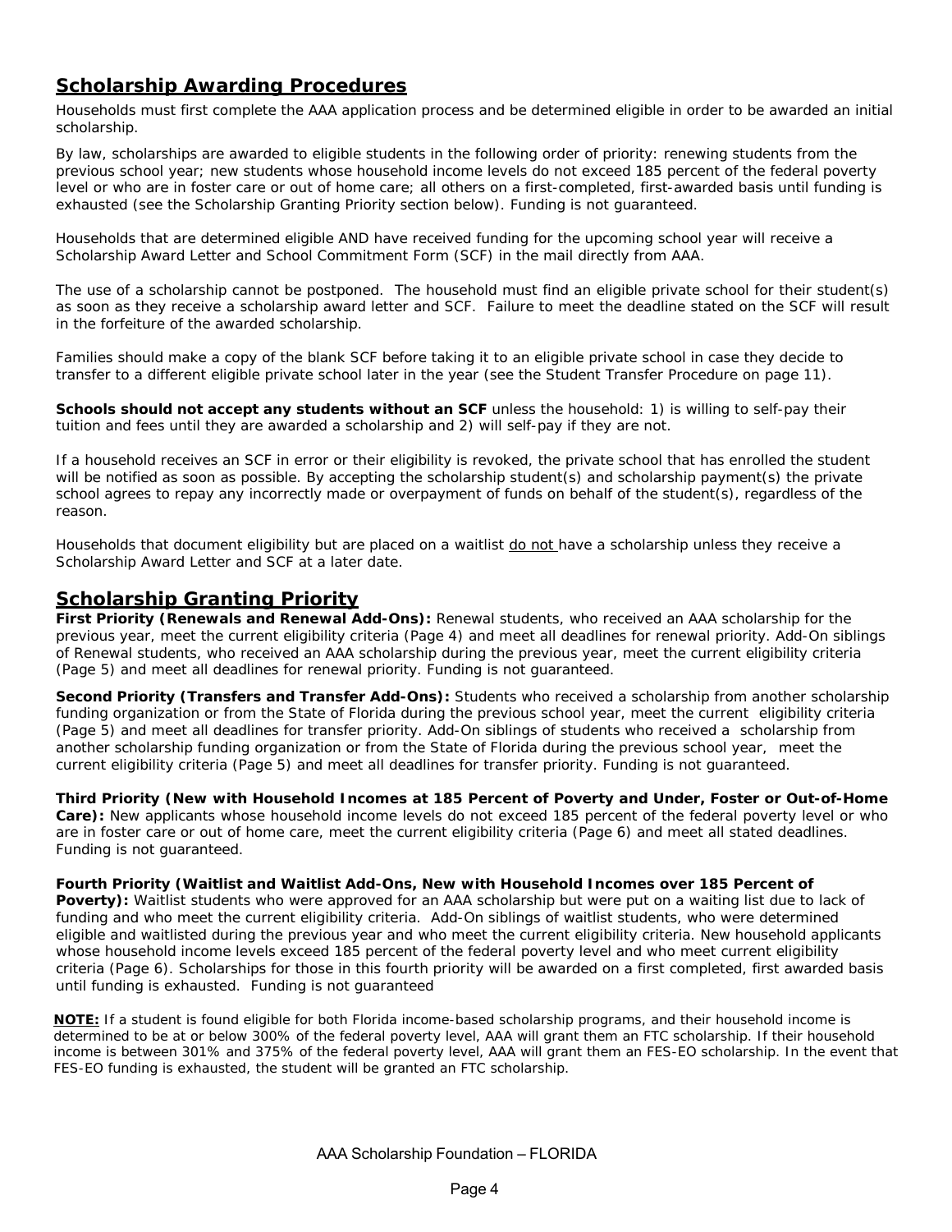## Scholarship Awarding Procedures

Households must first complete the AAA application process and be determined eligible in order to be awarded an initial scholarship.

By law, scholarships are awarded to eligible students in the following order of priority: renewing students from the previous school year; new students whose household income levels do not exceed 185 percent of the federal poverty level or who are in foster care or out of home care; all others on a first-completed, first-awarded basis until funding is exhausted (see the Scholarship Granting Priority section below). Funding is not guaranteed.

Households that are determined eligible AND have received funding for the upcoming school year will receive a Scholarship Award Letter and School Commitment Form (SCF) in the mail directly from AAA.

The use of a scholarship cannot be postponed. The household must find an eligible private school for their student(s) as soon as they receive a scholarship award letter and SCF. Failure to meet the deadline stated on the SCF will result in the forfeiture of the awarded scholarship.

Families should make a copy of the blank SCF before taking it to an eligible private school in case they decide to transfer to a different eligible private school later in the year (see the Student Transfer Procedure on page 11).

**Schools should not accept any students without an SCF** unless the household: 1) is willing to self-pay their tuition and fees until they are awarded a scholarship and 2) will self-pay if they are not.

If a household receives an SCF in error or their eligibility is revoked, the private school that has enrolled the student will be notified as soon as possible. By accepting the scholarship student(s) and scholarship payment(s) the private school agrees to repay any incorrectly made or overpayment of funds on behalf of the student(s), regardless of the reason.

Households that document eligibility but are placed on a waitlist <u>do not</u> have a scholarship unless they receive a Scholarship Award Letter and SCF at a later date.

## Scholarship Granting Priority

**First Priority (Renewals and Renewal Add-Ons):** Renewal students, who received an AAA scholarship for the previous year, meet the current eligibility criteria (Page 4) and meet all deadlines for renewal priority. Add-On siblings of Renewal students, who received an AAA scholarship during the previous year, meet the current eligibility criteria (Page 5) and meet all deadlines for renewal priority. Funding is not guaranteed.

**Second Priority (Transfers and Transfer Add-Ons):** Students who received a scholarship from another scholarship funding organization or from the State of Florida during the previous school year, meet the current eligibility criteria (Page 5) and meet all deadlines for transfer priority. Add-On siblings of students who received a scholarship from another scholarship funding organization or from the State of Florida during the previous school year, meet the current eligibility criteria (Page 5) and meet all deadlines for transfer priority. Funding is not guaranteed.

**Third Priority (New with Household Incomes at 185 Percent of Poverty and Under, Foster or Out-of-Home Care):** New applicants whose household income levels do not exceed 185 percent of the federal poverty level or who are in foster care or out of home care, meet the current eligibility criteria (Page 6) and meet all stated deadlines. Funding is not guaranteed.

**Fourth Priority (Waitlist and Waitlist Add-Ons, New with Household Incomes over 185 Percent of Poverty):** Waitlist students who were approved for an AAA scholarship but were put on a waiting list due to lack of funding and who meet the current eligibility criteria. Add-On siblings of waitlist students, who were determined eligible and waitlisted during the previous year and who meet the current eligibility criteria. New household applicants whose household income levels exceed 185 percent of the federal poverty level and who meet current eligibility criteria (Page 6). Scholarships for those in this fourth priority will be awarded on a first completed, first awarded basis until funding is exhausted. Funding is not guaranteed

**<u>NOTE:</u>** If a student is found eligible for both Florida income-based scholarship programs, and their household income is determined to be at or below 300% of the federal poverty level, AAA will grant them an FTC scholarship. If their household income is between 301% and 375% of the federal poverty level, AAA will grant them an FES-EO scholarship. In the event that FES-EO funding is exhausted, the student will be granted an FTC scholarship.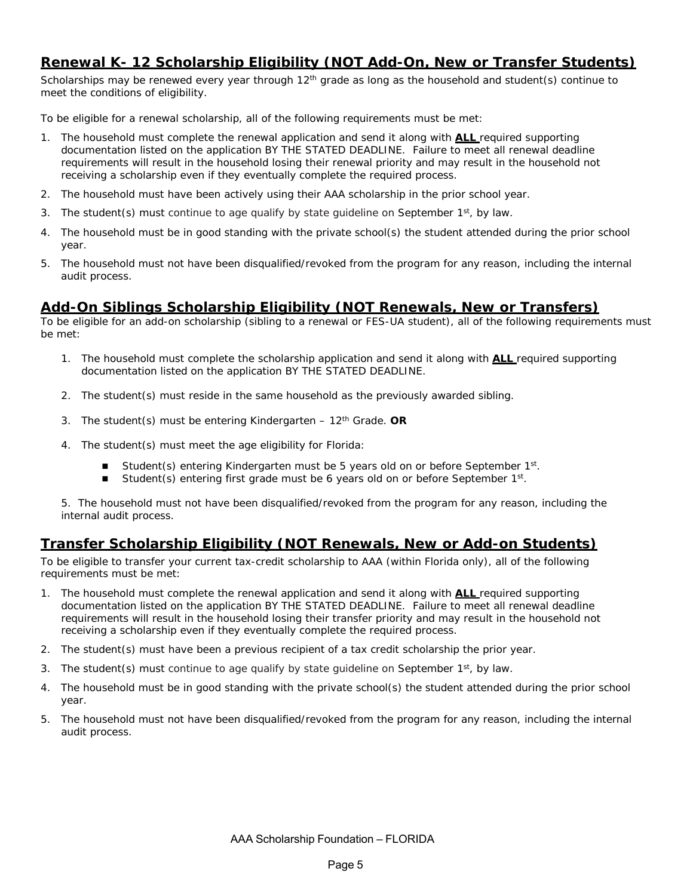## Renewal K- 12 Scholarship Eligibility (NOT Add-On, New or Transfer Students)

Scholarships may be renewed every year through 12th grade as long as the household and student(s) continue to meet the conditions of eligibility.

To be eligible for a renewal scholarship, all of the following requirements must be met:

1. The household must complete the renewal application and send it along with **ALL** required supporting documentation listed on the application BY THE STATED DEADLINE. Failure to meet all renewal deadline requirements will result in the household losing their renewal priority and may result in the household not receiving a scholarship even if they eventually complete the required process.
2. The household must have been actively using their AAA scholarship in the prior school year.
3. The student(s) must continue to age qualify by state guideline on September 1st, by law.
4. The household must be in good standing with the private school(s) the student attended during the prior school year.
5. The household must not have been disqualified/revoked from the program for any reason, including the internal audit process.

## Add-On Siblings Scholarship Eligibility (NOT Renewals, New or Transfers)

To be eligible for an add-on scholarship (sibling to a renewal or FES-UA student), all of the following requirements must be met:

1. The household must complete the scholarship application and send it along with **ALL** required supporting documentation listed on the application BY THE STATED DEADLINE.
2. The student(s) must reside in the same household as the previously awarded sibling.
3. The student(s) must be entering Kindergarten – 12th Grade. **OR**
4. The student(s) must meet the age eligibility for Florida:
   - Student(s) entering Kindergarten must be 5 years old on or before September 1st.
   - Student(s) entering first grade must be 6 years old on or before September 1st.

5. The household must not have been disqualified/revoked from the program for any reason, including the internal audit process.

## Transfer Scholarship Eligibility (NOT Renewals, New or Add-on Students)

To be eligible to transfer your current tax-credit scholarship to AAA (within Florida only), all of the following requirements must be met:

1. The household must complete the renewal application and send it along with **ALL** required supporting documentation listed on the application BY THE STATED DEADLINE. Failure to meet all renewal deadline requirements will result in the household losing their transfer priority and may result in the household not receiving a scholarship even if they eventually complete the required process.
2. The student(s) must have been a previous recipient of a tax credit scholarship the prior year.
3. The student(s) must continue to age qualify by state guideline on September 1st, by law.
4. The household must be in good standing with the private school(s) the student attended during the prior school year.
5. The household must not have been disqualified/revoked from the program for any reason, including the internal audit process.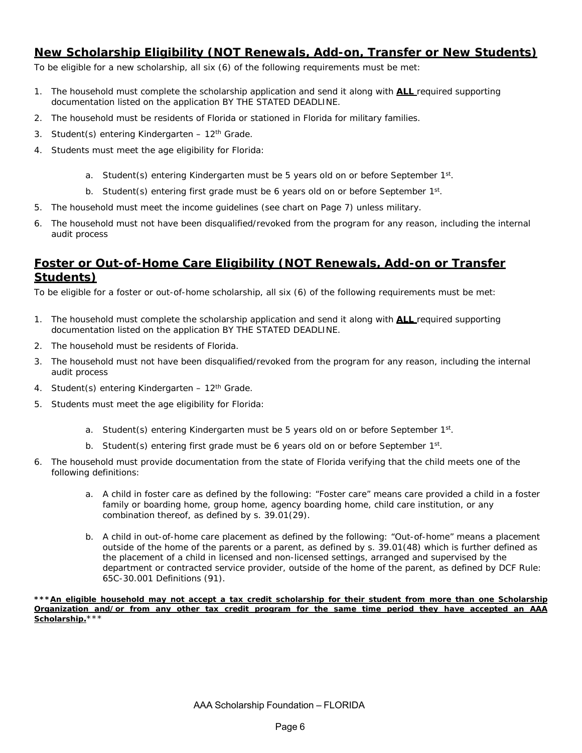## New Scholarship Eligibility (NOT Renewals, Add-on, Transfer or New Students)

To be eligible for a new scholarship, all six (6) of the following requirements must be met:

1. The household must complete the scholarship application and send it along with **ALL** required supporting documentation listed on the application BY THE STATED DEADLINE.
2. The household must be residents of Florida or stationed in Florida for military families.
3. Student(s) entering Kindergarten – 12th Grade.
4. Students must meet the age eligibility for Florida:
   a. Student(s) entering Kindergarten must be 5 years old on or before September 1st.
   b. Student(s) entering first grade must be 6 years old on or before September 1st.
5. The household must meet the income guidelines (see chart on Page 7) unless military.
6. The household must not have been disqualified/revoked from the program for any reason, including the internal audit process

## Foster or Out-of-Home Care Eligibility (NOT Renewals, Add-on or Transfer Students)

To be eligible for a foster or out-of-home scholarship, all six (6) of the following requirements must be met:

1. The household must complete the scholarship application and send it along with **ALL** required supporting documentation listed on the application BY THE STATED DEADLINE.
2. The household must be residents of Florida.
3. The household must not have been disqualified/revoked from the program for any reason, including the internal audit process
4. Student(s) entering Kindergarten – 12th Grade.
5. Students must meet the age eligibility for Florida:
   a. Student(s) entering Kindergarten must be 5 years old on or before September 1st.
   b. Student(s) entering first grade must be 6 years old on or before September 1st.
6. The household must provide documentation from the state of Florida verifying that the child meets one of the following definitions:
   a. A child in foster care as defined by the following: "Foster care" means care provided a child in a foster family or boarding home, group home, agency boarding home, child care institution, or any combination thereof, as defined by s. 39.01(29).
   b. A child in out-of-home care placement as defined by the following: "Out-of-home" means a placement outside of the home of the parents or a parent, as defined by s. 39.01(48) which is further defined as the placement of a child in licensed and non-licensed settings, arranged and supervised by the department or contracted service provider, outside of the home of the parent, as defined by DCF Rule: 65C-30.001 Definitions (91).

***<u>**An eligible household may not accept a tax credit scholarship for their student from more than one Scholarship Organization and/or from any other tax credit program for the same time period they have accepted an AAA Scholarship.**</u>***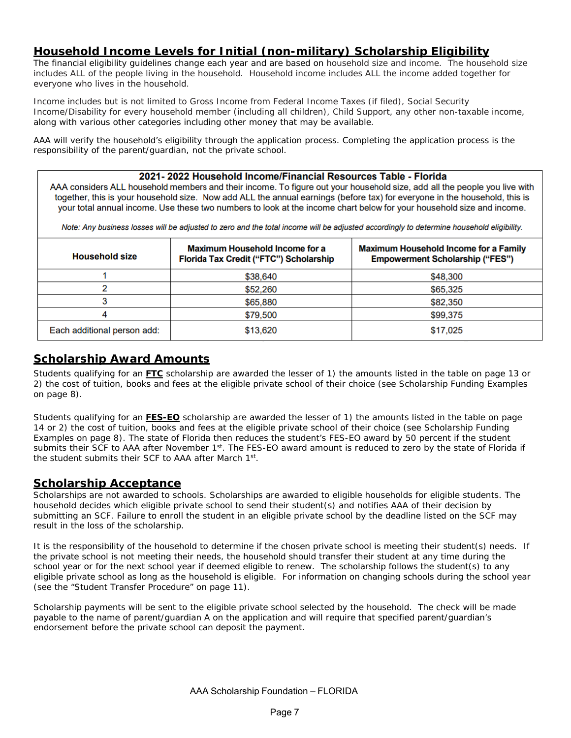## Household Income Levels for Initial (non-military) Scholarship Eligibility

The financial eligibility guidelines change each year and are based on household size and income. The household size includes ALL of the people living in the household. Household income includes ALL the income added together for everyone who lives in the household.

Income includes but is not limited to Gross Income from Federal Income Taxes (if filed), Social Security Income/Disability for every household member (including all children), Child Support, any other non-taxable income, along with various other categories including other money that may be available.

AAA will verify the household's eligibility through the application process. Completing the application process is the responsibility of the parent/guardian, not the private school.

**2021- 2022 Household Income/Financial Resources Table - Florida**

AAA considers ALL household members and their income. To figure out your household size, add all the people you live with together, this is your household size. Now add ALL the annual earnings (before tax) for everyone in the household, this is your total annual income. Use these two numbers to look at the income chart below for your household size and income.

*Note: Any business losses will be adjusted to zero and the total income will be adjusted accordingly to determine household eligibility.*

| Household size | Maximum Household Income for a Florida Tax Credit ("FTC") Scholarship | Maximum Household Income for a Family Empowerment Scholarship ("FES") |
|---|---|---|
| 1 | $38,640 | $48,300 |
| 2 | $52,260 | $65,325 |
| 3 | $65,880 | $82,350 |
| 4 | $79,500 | $99,375 |
| Each additional person add: | $13,620 | $17,025 |

## Scholarship Award Amounts

Students qualifying for an **FTC** scholarship are awarded the lesser of 1) the amounts listed in the table on page 13 or 2) the cost of tuition, books and fees at the eligible private school of their choice (see Scholarship Funding Examples on page 8).

Students qualifying for an **FES-EO** scholarship are awarded the lesser of 1) the amounts listed in the table on page 14 or 2) the cost of tuition, books and fees at the eligible private school of their choice (see Scholarship Funding Examples on page 8). The state of Florida then reduces the student's FES-EO award by 50 percent if the student submits their SCF to AAA after November 1st. The FES-EO award amount is reduced to zero by the state of Florida if the student submits their SCF to AAA after March 1st.

## Scholarship Acceptance

Scholarships are not awarded to schools. Scholarships are awarded to eligible households for eligible students. The household decides which eligible private school to send their student(s) and notifies AAA of their decision by submitting an SCF. Failure to enroll the student in an eligible private school by the deadline listed on the SCF may result in the loss of the scholarship.

It is the responsibility of the household to determine if the chosen private school is meeting their student(s) needs. If the private school is not meeting their needs, the household should transfer their student at any time during the school year or for the next school year if deemed eligible to renew. The scholarship follows the student(s) to any eligible private school as long as the household is eligible. For information on changing schools during the school year (see the "Student Transfer Procedure" on page 11).

Scholarship payments will be sent to the eligible private school selected by the household. The check will be made payable to the name of parent/guardian A on the application and will require that specified parent/guardian's endorsement before the private school can deposit the payment.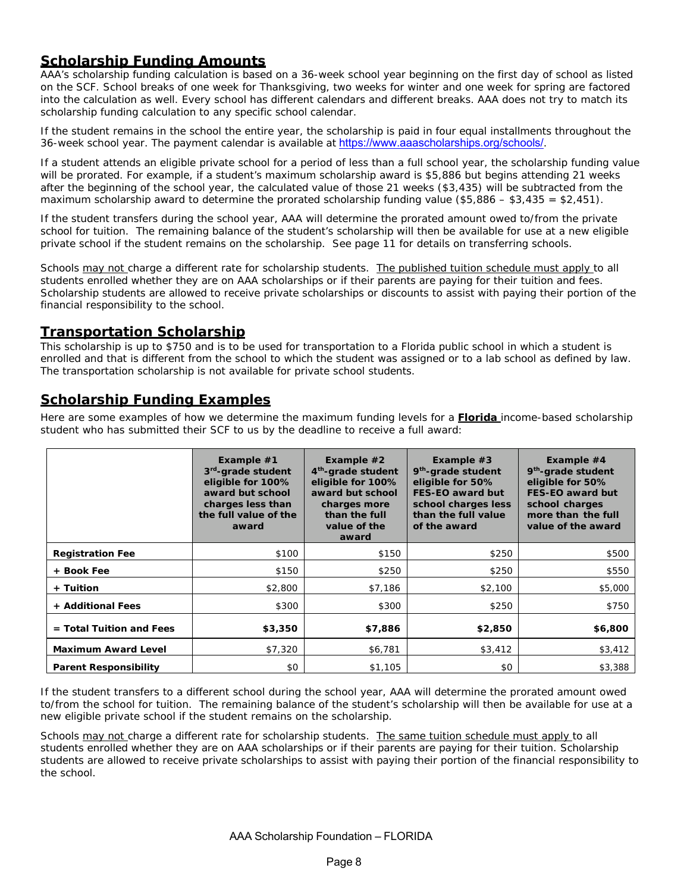## Scholarship Funding Amounts

AAA's scholarship funding calculation is based on a 36-week school year beginning on the first day of school as listed on the SCF. School breaks of one week for Thanksgiving, two weeks for winter and one week for spring are factored into the calculation as well. Every school has different calendars and different breaks. AAA does not try to match its scholarship funding calculation to any specific school calendar.

If the student remains in the school the entire year, the scholarship is paid in four equal installments throughout the 36-week school year. The payment calendar is available at https://www.aaascholarships.org/schools/.

If a student attends an eligible private school for a period of less than a full school year, the scholarship funding value will be prorated. For example, if a student's maximum scholarship award is $5,886 but begins attending 21 weeks after the beginning of the school year, the calculated value of those 21 weeks ($3,435) will be subtracted from the maximum scholarship award to determine the prorated scholarship funding value ($5,886 – $3,435 = $2,451).

If the student transfers during the school year, AAA will determine the prorated amount owed to/from the private school for tuition. The remaining balance of the student's scholarship will then be available for use at a new eligible private school if the student remains on the scholarship. See page 11 for details on transferring schools.

Schools may not charge a different rate for scholarship students. The published tuition schedule must apply to all students enrolled whether they are on AAA scholarships or if their parents are paying for their tuition and fees. Scholarship students are allowed to receive private scholarships or discounts to assist with paying their portion of the financial responsibility to the school.

## Transportation Scholarship

This scholarship is up to $750 and is to be used for transportation to a Florida public school in which a student is enrolled and that is different from the school to which the student was assigned or to a lab school as defined by law. The transportation scholarship is not available for private school students.

## Scholarship Funding Examples

Here are some examples of how we determine the maximum funding levels for a **Florida** income-based scholarship student who has submitted their SCF to us by the deadline to receive a full award:

| | Example #1 3rd-grade student eligible for 100% award but school charges less than the full value of the award | Example #2 4th-grade student eligible for 100% award but school charges more than the full value of the award | Example #3 9th-grade student eligible for 50% FES-EO award but school charges less than the full value of the award | Example #4 9th-grade student eligible for 50% FES-EO award but school charges more than the full value of the award |
|---|---|---|---|---|
| **Registration Fee** | $100 | $150 | $250 | $500 |
| **+ Book Fee** | $150 | $250 | $250 | $550 |
| **+ Tuition** | $2,800 | $7,186 | $2,100 | $5,000 |
| **+ Additional Fees** | $300 | $300 | $250 | $750 |
| **= Total Tuition and Fees** | **$3,350** | **$7,886** | **$2,850** | **$6,800** |
| **Maximum Award Level** | $7,320 | $6,781 | $3,412 | $3,412 |
| **Parent Responsibility** | $0 | $1,105 | $0 | $3,388 |

If the student transfers to a different school during the school year, AAA will determine the prorated amount owed to/from the school for tuition. The remaining balance of the student's scholarship will then be available for use at a new eligible private school if the student remains on the scholarship.

Schools may not charge a different rate for scholarship students. The same tuition schedule must apply to all students enrolled whether they are on AAA scholarships or if their parents are paying for their tuition. Scholarship students are allowed to receive private scholarships to assist with paying their portion of the financial responsibility to the school.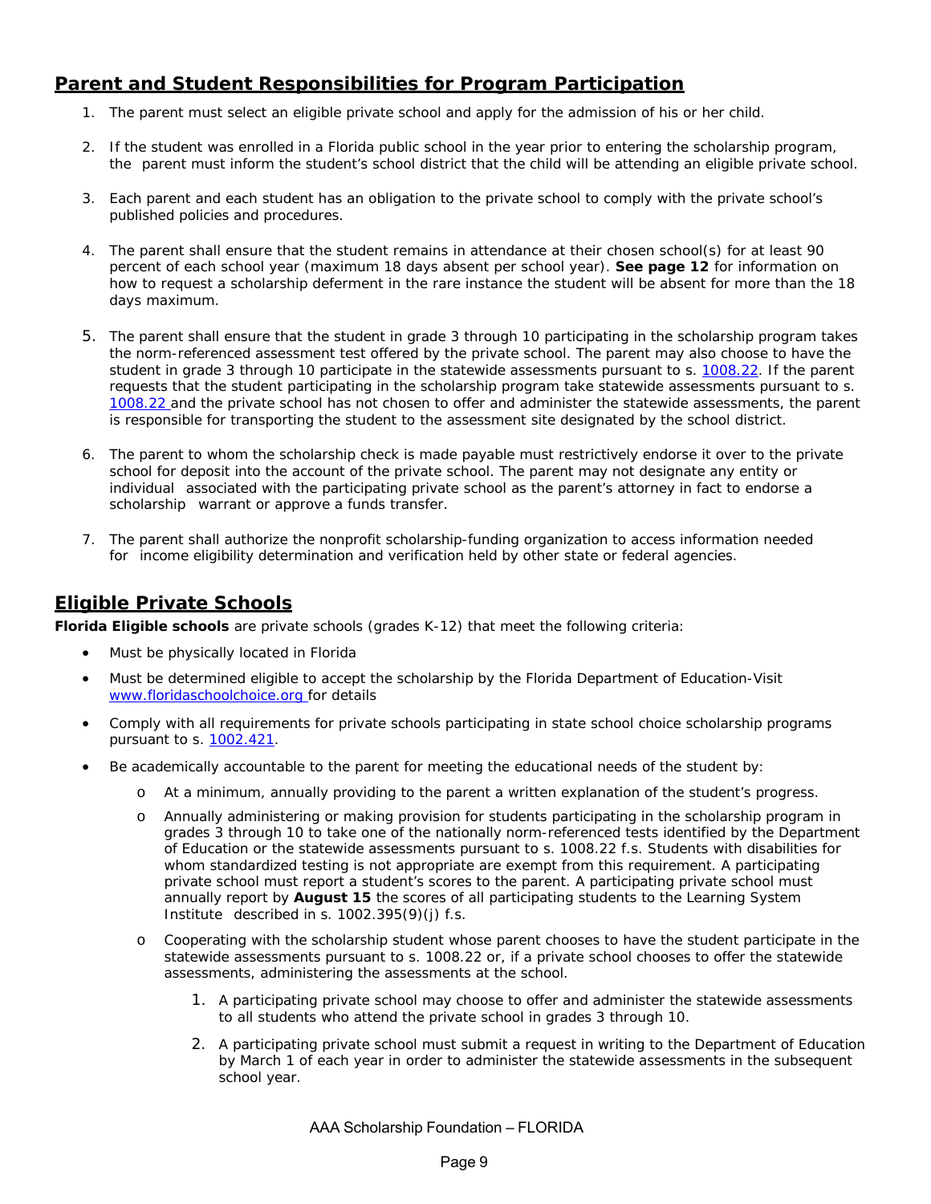## Parent and Student Responsibilities for Program Participation

1. The parent must select an eligible private school and apply for the admission of his or her child.
2. If the student was enrolled in a Florida public school in the year prior to entering the scholarship program, the parent must inform the student's school district that the child will be attending an eligible private school.
3. Each parent and each student has an obligation to the private school to comply with the private school's published policies and procedures.
4. The parent shall ensure that the student remains in attendance at their chosen school(s) for at least 90 percent of each school year (maximum 18 days absent per school year). **See page 12** for information on how to request a scholarship deferment in the rare instance the student will be absent for more than the 18 days maximum.
5. The parent shall ensure that the student in grade 3 through 10 participating in the scholarship program takes the norm-referenced assessment test offered by the private school. The parent may also choose to have the student in grade 3 through 10 participate in the statewide assessments pursuant to s. 1008.22. If the parent requests that the student participating in the scholarship program take statewide assessments pursuant to s. 1008.22 and the private school has not chosen to offer and administer the statewide assessments, the parent is responsible for transporting the student to the assessment site designated by the school district.
6. The parent to whom the scholarship check is made payable must restrictively endorse it over to the private school for deposit into the account of the private school. The parent may not designate any entity or individual associated with the participating private school as the parent's attorney in fact to endorse a scholarship warrant or approve a funds transfer.
7. The parent shall authorize the nonprofit scholarship-funding organization to access information needed for income eligibility determination and verification held by other state or federal agencies.

## Eligible Private Schools

**Florida Eligible schools** are private schools (grades K-12) that meet the following criteria:

- Must be physically located in Florida
- Must be determined eligible to accept the scholarship by the Florida Department of Education-Visit www.floridaschoolchoice.org for details
- Comply with all requirements for private schools participating in state school choice scholarship programs pursuant to s. 1002.421.
- Be academically accountable to the parent for meeting the educational needs of the student by:
  - At a minimum, annually providing to the parent a written explanation of the student's progress.
  - Annually administering or making provision for students participating in the scholarship program in grades 3 through 10 to take one of the nationally norm-referenced tests identified by the Department of Education or the statewide assessments pursuant to s. 1008.22 f.s. Students with disabilities for whom standardized testing is not appropriate are exempt from this requirement. A participating private school must report a student's scores to the parent. A participating private school must annually report by **August 15** the scores of all participating students to the Learning System Institute described in s. 1002.395(9)(j) f.s.
  - Cooperating with the scholarship student whose parent chooses to have the student participate in the statewide assessments pursuant to s. 1008.22 or, if a private school chooses to offer the statewide assessments, administering the assessments at the school.
    1. A participating private school may choose to offer and administer the statewide assessments to all students who attend the private school in grades 3 through 10.
    2. A participating private school must submit a request in writing to the Department of Education by March 1 of each year in order to administer the statewide assessments in the subsequent school year.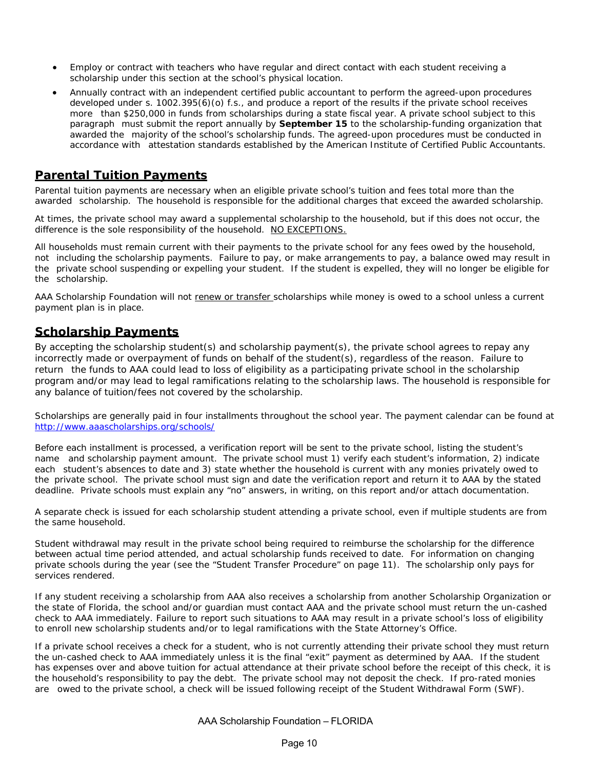- Employ or contract with teachers who have regular and direct contact with each student receiving a scholarship under this section at the school's physical location.
- Annually contract with an independent certified public accountant to perform the agreed-upon procedures developed under s. 1002.395(6)(o) f.s., and produce a report of the results if the private school receives more than $250,000 in funds from scholarships during a state fiscal year. A private school subject to this paragraph must submit the report annually by **September 15** to the scholarship-funding organization that awarded the majority of the school's scholarship funds. The agreed-upon procedures must be conducted in accordance with attestation standards established by the American Institute of Certified Public Accountants.

## Parental Tuition Payments

Parental tuition payments are necessary when an eligible private school's tuition and fees total more than the awarded scholarship. The household is responsible for the additional charges that exceed the awarded scholarship.

At times, the private school may award a supplemental scholarship to the household, but if this does not occur, the difference is the sole responsibility of the household. NO EXCEPTIONS.

All households must remain current with their payments to the private school for any fees owed by the household, not including the scholarship payments. Failure to pay, or make arrangements to pay, a balance owed may result in the private school suspending or expelling your student. If the student is expelled, they will no longer be eligible for the scholarship.

AAA Scholarship Foundation will not renew or transfer scholarships while money is owed to a school unless a current payment plan is in place.

## Scholarship Payments

By accepting the scholarship student(s) and scholarship payment(s), the private school agrees to repay any incorrectly made or overpayment of funds on behalf of the student(s), regardless of the reason. Failure to return the funds to AAA could lead to loss of eligibility as a participating private school in the scholarship program and/or may lead to legal ramifications relating to the scholarship laws. The household is responsible for any balance of tuition/fees not covered by the scholarship.

Scholarships are generally paid in four installments throughout the school year. The payment calendar can be found at http://www.aaascholarships.org/schools/

Before each installment is processed, a verification report will be sent to the private school, listing the student's name and scholarship payment amount. The private school must 1) verify each student's information, 2) indicate each student's absences to date and 3) state whether the household is current with any monies privately owed to the private school. The private school must sign and date the verification report and return it to AAA by the stated deadline. Private schools must explain any "no" answers, in writing, on this report and/or attach documentation.

A separate check is issued for each scholarship student attending a private school, even if multiple students are from the same household.

Student withdrawal may result in the private school being required to reimburse the scholarship for the difference between actual time period attended, and actual scholarship funds received to date. For information on changing private schools during the year (see the "Student Transfer Procedure" on page 11). The scholarship only pays for services rendered.

If any student receiving a scholarship from AAA also receives a scholarship from another Scholarship Organization or the state of Florida, the school and/or guardian must contact AAA and the private school must return the un-cashed check to AAA immediately. Failure to report such situations to AAA may result in a private school's loss of eligibility to enroll new scholarship students and/or to legal ramifications with the State Attorney's Office.

If a private school receives a check for a student, who is not currently attending their private school they must return the un-cashed check to AAA immediately unless it is the final "exit" payment as determined by AAA. If the student has expenses over and above tuition for actual attendance at their private school before the receipt of this check, it is the household's responsibility to pay the debt. The private school may not deposit the check. If pro-rated monies are owed to the private school, a check will be issued following receipt of the Student Withdrawal Form (SWF).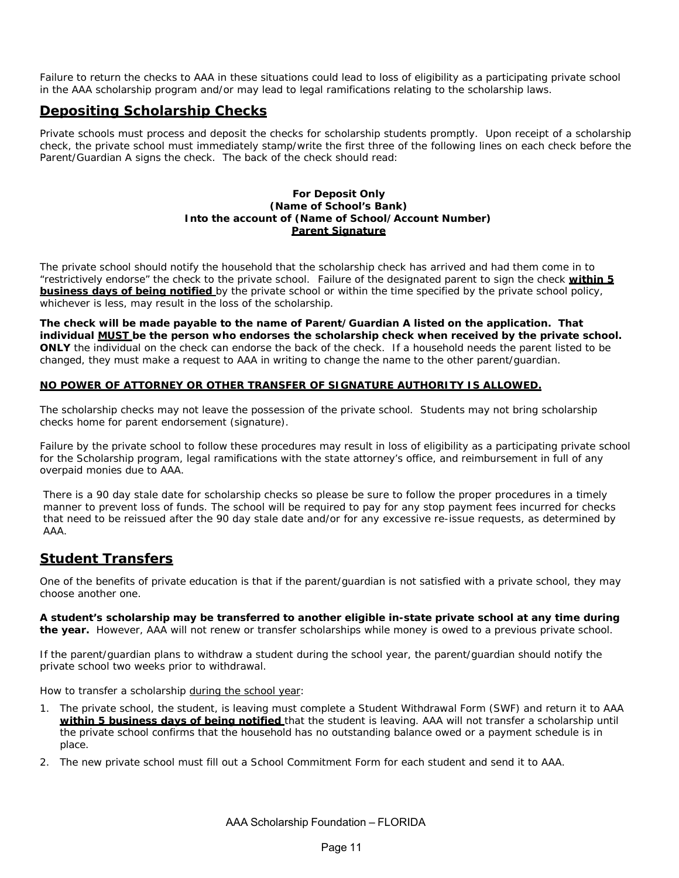Failure to return the checks to AAA in these situations could lead to loss of eligibility as a participating private school in the AAA scholarship program and/or may lead to legal ramifications relating to the scholarship laws.

## Depositing Scholarship Checks

Private schools must process and deposit the checks for scholarship students promptly. Upon receipt of a scholarship check, the private school must immediately stamp/write the first three of the following lines on each check before the Parent/Guardian A signs the check. The back of the check should read:

**For Deposit Only**
**(Name of School's Bank)**
**Into the account of (Name of School/Account Number)**
**Parent Signature**

The private school should notify the household that the scholarship check has arrived and had them come in to "restrictively endorse" the check to the private school. Failure of the designated parent to sign the check **within 5 business days of being notified** by the private school or within the time specified by the private school policy, whichever is less, may result in the loss of the scholarship.

**The check will be made payable to the name of Parent/Guardian A listed on the application. That individual MUST be the person who endorses the scholarship check when received by the private school. ONLY** the individual on the check can endorse the back of the check. If a household needs the parent listed to be changed, they must make a request to AAA in writing to change the name to the other parent/guardian.

**NO POWER OF ATTORNEY OR OTHER TRANSFER OF SIGNATURE AUTHORITY IS ALLOWED.**

The scholarship checks may not leave the possession of the private school. Students may not bring scholarship checks home for parent endorsement (signature).

Failure by the private school to follow these procedures may result in loss of eligibility as a participating private school for the Scholarship program, legal ramifications with the state attorney's office, and reimbursement in full of any overpaid monies due to AAA.

There is a 90 day stale date for scholarship checks so please be sure to follow the proper procedures in a timely manner to prevent loss of funds. The school will be required to pay for any stop payment fees incurred for checks that need to be reissued after the 90 day stale date and/or for any excessive re-issue requests, as determined by AAA.

## Student Transfers

One of the benefits of private education is that if the parent/guardian is not satisfied with a private school, they may choose another one.

**A student's scholarship may be transferred to another eligible in-state private school at any time during the year.** However, AAA will not renew or transfer scholarships while money is owed to a previous private school.

If the parent/guardian plans to withdraw a student during the school year, the parent/guardian should notify the private school two weeks prior to withdrawal.

How to transfer a scholarship during the school year:

1. The private school, the student, is leaving must complete a Student Withdrawal Form (SWF) and return it to AAA **within 5 business days of being notified** that the student is leaving. AAA will not transfer a scholarship until the private school confirms that the household has no outstanding balance owed or a payment schedule is in place.
2. The new private school must fill out a School Commitment Form for each student and send it to AAA.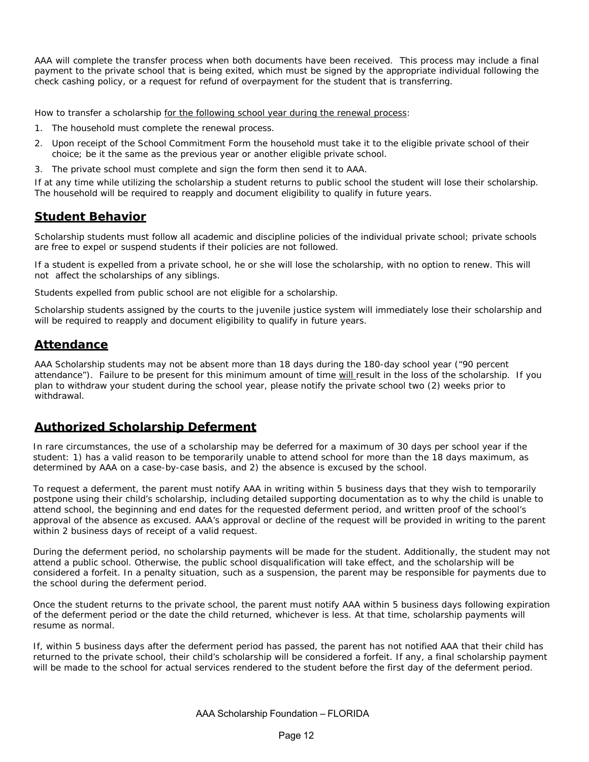AAA will complete the transfer process when both documents have been received. This process may include a final payment to the private school that is being exited, which must be signed by the appropriate individual following the check cashing policy, or a request for refund of overpayment for the student that is transferring.

How to transfer a scholarship <u>for the following school year during the renewal process</u>:

1. The household must complete the renewal process.
2. Upon receipt of the School Commitment Form the household must take it to the eligible private school of their choice; be it the same as the previous year or another eligible private school.
3. The private school must complete and sign the form then send it to AAA.

If at any time while utilizing the scholarship a student returns to public school the student will lose their scholarship. The household will be required to reapply and document eligibility to qualify in future years.

## Student Behavior

Scholarship students must follow all academic and discipline policies of the individual private school; private schools are free to expel or suspend students if their policies are not followed.

If a student is expelled from a private school, he or she will lose the scholarship, with no option to renew. This will not affect the scholarships of any siblings.

Students expelled from public school are not eligible for a scholarship.

Scholarship students assigned by the courts to the juvenile justice system will immediately lose their scholarship and will be required to reapply and document eligibility to qualify in future years.

## Attendance

AAA Scholarship students may not be absent more than 18 days during the 180-day school year ("90 percent attendance"). Failure to be present for this minimum amount of time <u>will</u> result in the loss of the scholarship. If you plan to withdraw your student during the school year, please notify the private school two (2) weeks prior to withdrawal.

## Authorized Scholarship Deferment

In rare circumstances, the use of a scholarship may be deferred for a maximum of 30 days per school year if the student: 1) has a valid reason to be temporarily unable to attend school for more than the 18 days maximum, as determined by AAA on a case-by-case basis, and 2) the absence is excused by the school.

To request a deferment, the parent must notify AAA in writing within 5 business days that they wish to temporarily postpone using their child's scholarship, including detailed supporting documentation as to why the child is unable to attend school, the beginning and end dates for the requested deferment period, and written proof of the school's approval of the absence as excused. AAA's approval or decline of the request will be provided in writing to the parent within 2 business days of receipt of a valid request.

During the deferment period, no scholarship payments will be made for the student. Additionally, the student may not attend a public school. Otherwise, the public school disqualification will take effect, and the scholarship will be considered a forfeit. In a penalty situation, such as a suspension, the parent may be responsible for payments due to the school during the deferment period.

Once the student returns to the private school, the parent must notify AAA within 5 business days following expiration of the deferment period or the date the child returned, whichever is less. At that time, scholarship payments will resume as normal.

If, within 5 business days after the deferment period has passed, the parent has not notified AAA that their child has returned to the private school, their child's scholarship will be considered a forfeit. If any, a final scholarship payment will be made to the school for actual services rendered to the student before the first day of the deferment period.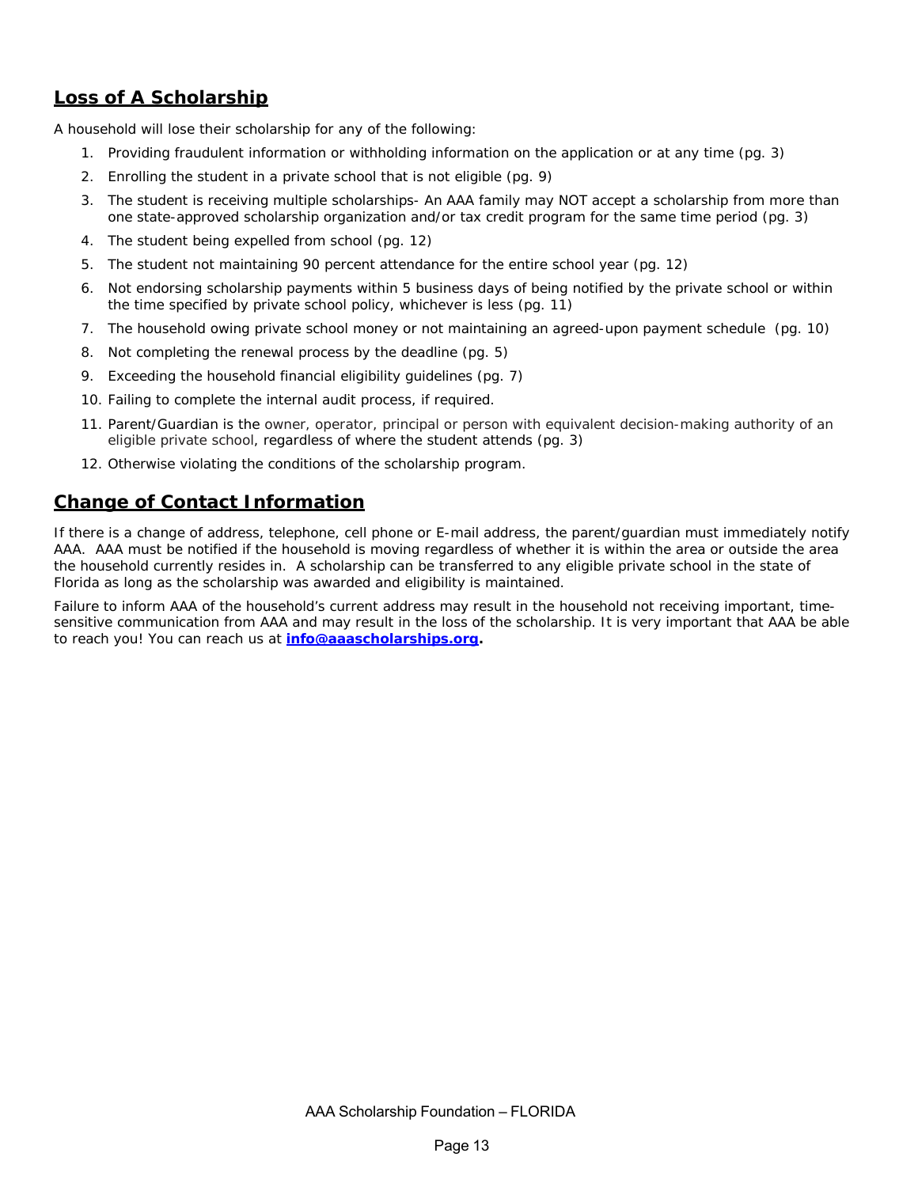## Loss of A Scholarship

A household will lose their scholarship for any of the following:

1. Providing fraudulent information or withholding information on the application or at any time (pg. 3)
2. Enrolling the student in a private school that is not eligible (pg. 9)
3. The student is receiving multiple scholarships- An AAA family may NOT accept a scholarship from more than one state-approved scholarship organization and/or tax credit program for the same time period (pg. 3)
4. The student being expelled from school (pg. 12)
5. The student not maintaining 90 percent attendance for the entire school year (pg. 12)
6. Not endorsing scholarship payments within 5 business days of being notified by the private school or within the time specified by private school policy, whichever is less (pg. 11)
7. The household owing private school money or not maintaining an agreed-upon payment schedule (pg. 10)
8. Not completing the renewal process by the deadline (pg. 5)
9. Exceeding the household financial eligibility guidelines (pg. 7)
10. Failing to complete the internal audit process, if required.
11. Parent/Guardian is the owner, operator, principal or person with equivalent decision-making authority of an eligible private school, regardless of where the student attends (pg. 3)
12. Otherwise violating the conditions of the scholarship program.

## Change of Contact Information

If there is a change of address, telephone, cell phone or E-mail address, the parent/guardian must immediately notify AAA. AAA must be notified if the household is moving regardless of whether it is within the area or outside the area the household currently resides in. A scholarship can be transferred to any eligible private school in the state of Florida as long as the scholarship was awarded and eligibility is maintained.

Failure to inform AAA of the household's current address may result in the household not receiving important, time-sensitive communication from AAA and may result in the loss of the scholarship. It is very important that AAA be able to reach you! You can reach us at **info@aaascholarships.org.**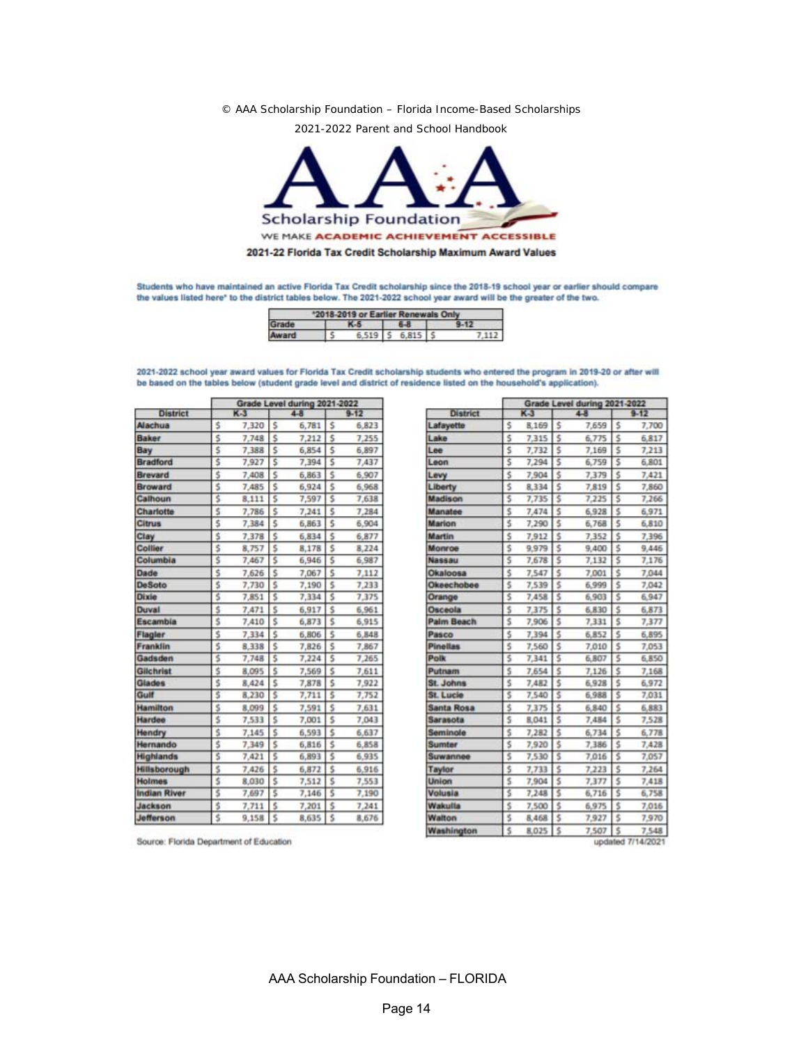© AAA Scholarship Foundation – Florida Income-Based Scholarships

2021-2022 Parent and School Handbook

Scholarship Foundation

WE MAKE ACADEMIC ACHIEVEMENT ACCESSIBLE

## 2021-22 Florida Tax Credit Scholarship Maximum Award Values

Students who have maintained an active Florida Tax Credit scholarship since the 2018-19 school year or earlier should compare the values listed here* to the district tables below. The 2021-2022 school year award will be the greater of the two.

| *2018-2019 or Earlier Renewals Only | | | |
|---|---|---|---|
| Grade | K-5 | 6-8 | 9-12 |
| Award | $ 6,519 | $ 6,815 | $ 7,112 |

2021-2022 school year award values for Florida Tax Credit scholarship students who entered the program in 2019-20 or after will be based on the tables below (student grade level and district of residence listed on the household's application).

| | Grade Level during 2021-2022 | | |
|---|---|---|---|
| District | K-3 | 4-8 | 9-12 |
| Alachua | $ 7,320 | $ 6,781 | $ 6,823 |
| Baker | $ 7,748 | $ 7,212 | $ 7,255 |
| Bay | $ 7,388 | $ 6,854 | $ 6,897 |
| Bradford | $ 7,927 | $ 7,394 | $ 7,437 |
| Brevard | $ 7,408 | $ 6,863 | $ 6,907 |
| Broward | $ 7,485 | $ 6,924 | $ 6,968 |
| Calhoun | $ 8,111 | $ 7,597 | $ 7,638 |
| Charlotte | $ 7,786 | $ 7,241 | $ 7,284 |
| Citrus | $ 7,384 | $ 6,863 | $ 6,904 |
| Clay | $ 7,378 | $ 6,834 | $ 6,877 |
| Collier | $ 8,757 | $ 8,178 | $ 8,224 |
| Columbia | $ 7,467 | $ 6,946 | $ 6,987 |
| Dade | $ 7,626 | $ 7,067 | $ 7,112 |
| DeSoto | $ 7,730 | $ 7,190 | $ 7,233 |
| Dixie | $ 7,851 | $ 7,334 | $ 7,375 |
| Duval | $ 7,471 | $ 6,917 | $ 6,961 |
| Escambia | $ 7,410 | $ 6,873 | $ 6,915 |
| Flagler | $ 7,334 | $ 6,806 | $ 6,848 |
| Franklin | $ 8,338 | $ 7,826 | $ 7,867 |
| Gadsden | $ 7,748 | $ 7,224 | $ 7,265 |
| Gilchrist | $ 8,095 | $ 7,569 | $ 7,611 |
| Glades | $ 8,424 | $ 7,878 | $ 7,922 |
| Gulf | $ 8,230 | $ 7,711 | $ 7,752 |
| Hamilton | $ 8,099 | $ 7,591 | $ 7,631 |
| Hardee | $ 7,533 | $ 7,001 | $ 7,043 |
| Hendry | $ 7,145 | $ 6,593 | $ 6,637 |
| Hernando | $ 7,349 | $ 6,816 | $ 6,858 |
| Highlands | $ 7,421 | $ 6,893 | $ 6,935 |
| Hillsborough | $ 7,426 | $ 6,872 | $ 6,916 |
| Holmes | $ 8,030 | $ 7,512 | $ 7,553 |
| Indian River | $ 7,697 | $ 7,146 | $ 7,190 |
| Jackson | $ 7,711 | $ 7,201 | $ 7,241 |
| Jefferson | $ 9,158 | $ 8,635 | $ 8,676 |
| Lafayette | $ 8,169 | $ 7,659 | $ 7,700 |
| Lake | $ 7,315 | $ 6,775 | $ 6,817 |
| Lee | $ 7,732 | $ 7,169 | $ 7,213 |
| Leon | $ 7,294 | $ 6,759 | $ 6,801 |
| Levy | $ 7,904 | $ 7,379 | $ 7,421 |
| Liberty | $ 8,334 | $ 7,819 | $ 7,860 |
| Madison | $ 7,735 | $ 7,225 | $ 7,266 |
| Manatee | $ 7,474 | $ 6,928 | $ 6,971 |
| Marion | $ 7,290 | $ 6,768 | $ 6,810 |
| Martin | $ 7,912 | $ 7,352 | $ 7,396 |
| Monroe | $ 9,979 | $ 9,400 | $ 9,446 |
| Nassau | $ 7,678 | $ 7,132 | $ 7,176 |
| Okaloosa | $ 7,547 | $ 7,001 | $ 7,044 |
| Okeechobee | $ 7,539 | $ 6,999 | $ 7,042 |
| Orange | $ 7,458 | $ 6,903 | $ 6,947 |
| Osceola | $ 7,375 | $ 6,830 | $ 6,873 |
| Palm Beach | $ 7,906 | $ 7,331 | $ 7,377 |
| Pasco | $ 7,394 | $ 6,852 | $ 6,895 |
| Pinellas | $ 7,560 | $ 7,010 | $ 7,053 |
| Polk | $ 7,341 | $ 6,807 | $ 6,850 |
| Putnam | $ 7,654 | $ 7,126 | $ 7,168 |
| St. Johns | $ 7,482 | $ 6,928 | $ 6,972 |
| St. Lucie | $ 7,540 | $ 6,988 | $ 7,031 |
| Santa Rosa | $ 7,375 | $ 6,840 | $ 6,883 |
| Sarasota | $ 8,041 | $ 7,484 | $ 7,528 |
| Seminole | $ 7,282 | $ 6,734 | $ 6,778 |
| Sumter | $ 7,920 | $ 7,386 | $ 7,428 |
| Suwannee | $ 7,530 | $ 7,016 | $ 7,057 |
| Taylor | $ 7,733 | $ 7,223 | $ 7,264 |
| Union | $ 7,904 | $ 7,377 | $ 7,418 |
| Volusia | $ 7,248 | $ 6,716 | $ 6,758 |
| Wakulla | $ 7,500 | $ 6,975 | $ 7,016 |
| Walton | $ 8,468 | $ 7,927 | $ 7,970 |
| Washington | $ 8,025 | $ 7,507 | $ 7,548 |

Source: Florida Department of Education

updated 7/14/2021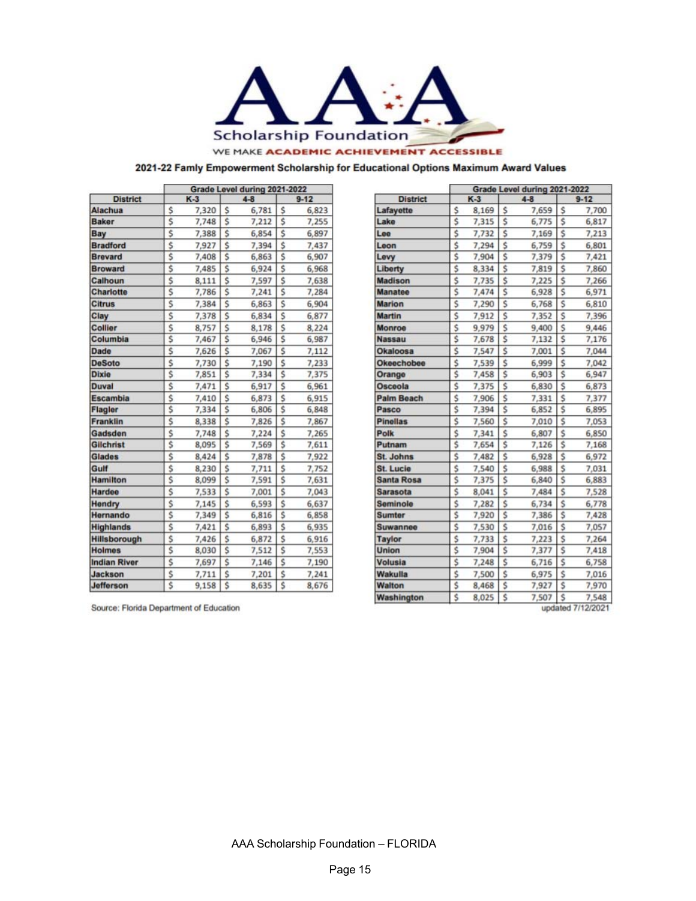# AAA Scholarship Foundation

WE MAKE ACADEMIC ACHIEVEMENT ACCESSIBLE

## 2021-22 Famly Empowerment Scholarship for Educational Options Maximum Award Values

| | Grade Level during 2021-2022 | | |
|---|---|---|---|
| **District** | **K-3** | **4-8** | **9-12** |
| Alachua | $ 7,320 | $ 6,781 | $ 6,823 |
| Baker | $ 7,748 | $ 7,212 | $ 7,255 |
| Bay | $ 7,388 | $ 6,854 | $ 6,897 |
| Bradford | $ 7,927 | $ 7,394 | $ 7,437 |
| Brevard | $ 7,408 | $ 6,863 | $ 6,907 |
| Broward | $ 7,485 | $ 6,924 | $ 6,968 |
| Calhoun | $ 8,111 | $ 7,597 | $ 7,638 |
| Charlotte | $ 7,786 | $ 7,241 | $ 7,284 |
| Citrus | $ 7,384 | $ 6,863 | $ 6,904 |
| Clay | $ 7,378 | $ 6,834 | $ 6,877 |
| Collier | $ 8,757 | $ 8,178 | $ 8,224 |
| Columbia | $ 7,467 | $ 6,946 | $ 6,987 |
| Dade | $ 7,626 | $ 7,067 | $ 7,112 |
| DeSoto | $ 7,730 | $ 7,190 | $ 7,233 |
| Dixie | $ 7,851 | $ 7,334 | $ 7,375 |
| Duval | $ 7,471 | $ 6,917 | $ 6,961 |
| Escambia | $ 7,410 | $ 6,873 | $ 6,915 |
| Flagler | $ 7,334 | $ 6,806 | $ 6,848 |
| Franklin | $ 8,338 | $ 7,826 | $ 7,867 |
| Gadsden | $ 7,748 | $ 7,224 | $ 7,265 |
| Gilchrist | $ 8,095 | $ 7,569 | $ 7,611 |
| Glades | $ 8,424 | $ 7,878 | $ 7,922 |
| Gulf | $ 8,230 | $ 7,711 | $ 7,752 |
| Hamilton | $ 8,099 | $ 7,591 | $ 7,631 |
| Hardee | $ 7,533 | $ 7,001 | $ 7,043 |
| Hendry | $ 7,145 | $ 6,593 | $ 6,637 |
| Hernando | $ 7,349 | $ 6,816 | $ 6,858 |
| Highlands | $ 7,421 | $ 6,893 | $ 6,935 |
| Hillsborough | $ 7,426 | $ 6,872 | $ 6,916 |
| Holmes | $ 8,030 | $ 7,512 | $ 7,553 |
| Indian River | $ 7,697 | $ 7,146 | $ 7,190 |
| Jackson | $ 7,711 | $ 7,201 | $ 7,241 |
| Jefferson | $ 9,158 | $ 8,635 | $ 8,676 |

Source: Florida Department of Education

| | Grade Level during 2021-2022 | | |
|---|---|---|---|
| **District** | **K-3** | **4-8** | **9-12** |
| Lafayette | $ 8,169 | $ 7,659 | $ 7,700 |
| Lake | $ 7,315 | $ 6,775 | $ 6,817 |
| Lee | $ 7,732 | $ 7,169 | $ 7,213 |
| Leon | $ 7,294 | $ 6,759 | $ 6,801 |
| Levy | $ 7,904 | $ 7,379 | $ 7,421 |
| Liberty | $ 8,334 | $ 7,819 | $ 7,860 |
| Madison | $ 7,735 | $ 7,225 | $ 7,266 |
| Manatee | $ 7,474 | $ 6,928 | $ 6,971 |
| Marion | $ 7,290 | $ 6,768 | $ 6,810 |
| Martin | $ 7,912 | $ 7,352 | $ 7,396 |
| Monroe | $ 9,979 | $ 9,400 | $ 9,446 |
| Nassau | $ 7,678 | $ 7,132 | $ 7,176 |
| Okaloosa | $ 7,547 | $ 7,001 | $ 7,044 |
| Okeechobee | $ 7,539 | $ 6,999 | $ 7,042 |
| Orange | $ 7,458 | $ 6,903 | $ 6,947 |
| Osceola | $ 7,375 | $ 6,830 | $ 6,873 |
| Palm Beach | $ 7,906 | $ 7,331 | $ 7,377 |
| Pasco | $ 7,394 | $ 6,852 | $ 6,895 |
| Pinellas | $ 7,560 | $ 7,010 | $ 7,053 |
| Polk | $ 7,341 | $ 6,807 | $ 6,850 |
| Putnam | $ 7,654 | $ 7,126 | $ 7,168 |
| St. Johns | $ 7,482 | $ 6,928 | $ 6,972 |
| St. Lucie | $ 7,540 | $ 6,988 | $ 7,031 |
| Santa Rosa | $ 7,375 | $ 6,840 | $ 6,883 |
| Sarasota | $ 8,041 | $ 7,484 | $ 7,528 |
| Seminole | $ 7,282 | $ 6,734 | $ 6,778 |
| Sumter | $ 7,920 | $ 7,386 | $ 7,428 |
| Suwannee | $ 7,530 | $ 7,016 | $ 7,057 |
| Taylor | $ 7,733 | $ 7,223 | $ 7,264 |
| Union | $ 7,904 | $ 7,377 | $ 7,418 |
| Volusia | $ 7,248 | $ 6,716 | $ 6,758 |
| Wakulla | $ 7,500 | $ 6,975 | $ 7,016 |
| Walton | $ 8,468 | $ 7,927 | $ 7,970 |
| Washington | $ 8,025 | $ 7,507 | $ 7,548 |

updated 7/12/2021

AAA Scholarship Foundation – FLORIDA